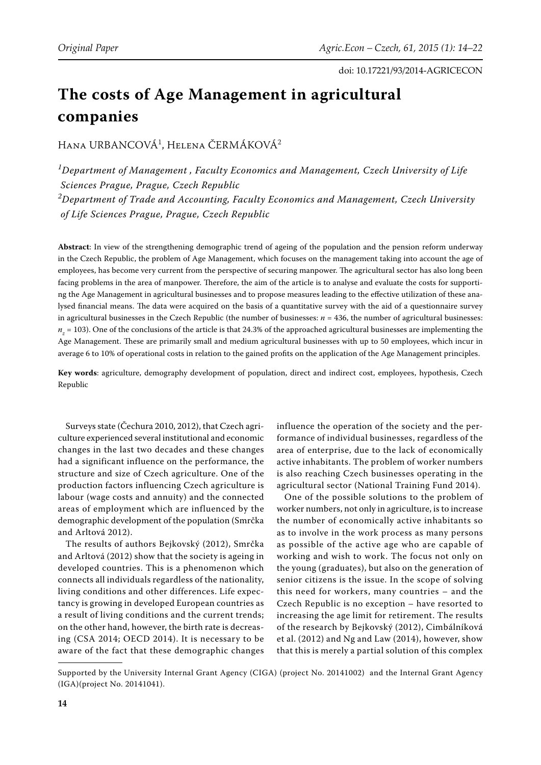# The costs of Age Management in agricultural companies

Hana URBANCOVÁ[1], Helena ČERMÁKOVÁ[2]

*[1]Department of Management , Faculty Economics and Management, Czech University of Life Sciences Prague, Prague, Czech Republic*

*[2]Department of Trade and Accounting, Faculty Economics and Management, Czech University of Life Sciences Prague, Prague, Czech Republic*

**Abstract**: In view of the strengthening demographic trend of ageing of the population and the pension reform underway in the Czech Republic, the problem of Age Management, which focuses on the management taking into account the age of employees, has become very current from the perspective of securing manpower. The agricultural sector has also long been facing problems in the area of manpower. Therefore, the aim of the article is to analyse and evaluate the costs for supporting the Age Management in agricultural businesses and to propose measures leading to the effective utilization of these analysed financial means. The data were acquired on the basis of a quantitative survey with the aid of a questionnaire survey in agricultural businesses in the Czech Republic (the number of businesses: $n$ = 436, the number of agricultural businesses: $n_z$ = 103). One of the conclusions of the article is that 24.3% of the approached agricultural businesses are implementing the Age Management. These are primarily small and medium agricultural businesses with up to 50 employees, which incur in average 6 to 10% of operational costs in relation to the gained profits on the application of the Age Management principles.

**Key words**: agriculture, demography development of population, direct and indirect cost, employees, hypothesis, Czech Republic

Surveys state (Čechura 2010, 2012), that Czech agriculture experienced several institutional and economic changes in the last two decades and these changes had a significant influence on the performance, the structure and size of Czech agriculture. One of the production factors influencing Czech agriculture is labour (wage costs and annuity) and the connected areas of employment which are influenced by the demographic development of the population (Smrčka and Arltová 2012).

The results of authors Bejkovský (2012), Smrčka and Arltová (2012) show that the society is ageing in developed countries. This is a phenomenon which connects all individuals regardless of the nationality, living conditions and other differences. Life expectancy is growing in developed European countries as a result of living conditions and the current trends; on the other hand, however, the birth rate is decreasing (CSA 2014; OECD 2014). It is necessary to be aware of the fact that these demographic changes influence the operation of the society and the performance of individual businesses, regardless of the area of enterprise, due to the lack of economically active inhabitants. The problem of worker numbers is also reaching Czech businesses operating in the agricultural sector (National Training Fund 2014).

One of the possible solutions to the problem of worker numbers, not only in agriculture, is to increase the number of economically active inhabitants so as to involve in the work process as many persons as possible of the active age who are capable of working and wish to work. The focus not only on the young (graduates), but also on the generation of senior citizens is the issue. In the scope of solving this need for workers, many countries – and the Czech Republic is no exception – have resorted to increasing the age limit for retirement. The results of the research by Bejkovský (2012), Cimbálníková et al. (2012) and Ng and Law (2014), however, show that this is merely a partial solution of this complex

Supported by the University Internal Grant Agency (CIGA) (project No. 20141002) and the Internal Grant Agency (IGA)(project No. 20141041).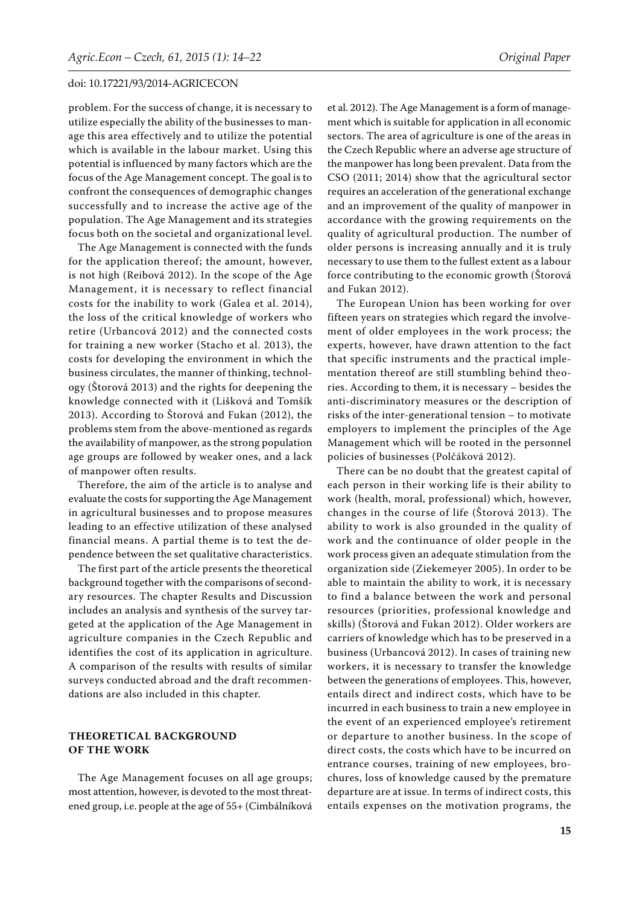problem. For the success of change, it is necessary to utilize especially the ability of the businesses to manage this area effectively and to utilize the potential which is available in the labour market. Using this potential is influenced by many factors which are the focus of the Age Management concept. The goal is to confront the consequences of demographic changes successfully and to increase the active age of the population. The Age Management and its strategies focus both on the societal and organizational level.

The Age Management is connected with the funds for the application thereof; the amount, however, is not high (Reibová 2012). In the scope of the Age Management, it is necessary to reflect financial costs for the inability to work (Galea et al. 2014), the loss of the critical knowledge of workers who retire (Urbancová 2012) and the connected costs for training a new worker (Stacho et al. 2013), the costs for developing the environment in which the business circulates, the manner of thinking, technology (Štorová 2013) and the rights for deepening the knowledge connected with it (Lišková and Tomšík 2013). According to Štorová and Fukan (2012), the problems stem from the above-mentioned as regards the availability of manpower, as the strong population age groups are followed by weaker ones, and a lack of manpower often results.

Therefore, the aim of the article is to analyse and evaluate the costs for supporting the Age Management in agricultural businesses and to propose measures leading to an effective utilization of these analysed financial means. A partial theme is to test the dependence between the set qualitative characteristics.

The first part of the article presents the theoretical background together with the comparisons of secondary resources. The chapter Results and Discussion includes an analysis and synthesis of the survey targeted at the application of the Age Management in agriculture companies in the Czech Republic and identifies the cost of its application in agriculture. A comparison of the results with results of similar surveys conducted abroad and the draft recommendations are also included in this chapter.

## THEORETICAL BACKGROUND OF THE WORK

The Age Management focuses on all age groups; most attention, however, is devoted to the most threatened group, i.e. people at the age of 55+ (Cimbálníková et al. 2012). The Age Management is a form of management which is suitable for application in all economic sectors. The area of agriculture is one of the areas in the Czech Republic where an adverse age structure of the manpower has long been prevalent. Data from the CSO (2011; 2014) show that the agricultural sector requires an acceleration of the generational exchange and an improvement of the quality of manpower in accordance with the growing requirements on the quality of agricultural production. The number of older persons is increasing annually and it is truly necessary to use them to the fullest extent as a labour force contributing to the economic growth (Štorová and Fukan 2012).

The European Union has been working for over fifteen years on strategies which regard the involvement of older employees in the work process; the experts, however, have drawn attention to the fact that specific instruments and the practical implementation thereof are still stumbling behind theories. According to them, it is necessary – besides the anti-discriminatory measures or the description of risks of the inter-generational tension – to motivate employers to implement the principles of the Age Management which will be rooted in the personnel policies of businesses (Polčáková 2012).

There can be no doubt that the greatest capital of each person in their working life is their ability to work (health, moral, professional) which, however, changes in the course of life (Štorová 2013). The ability to work is also grounded in the quality of work and the continuance of older people in the work process given an adequate stimulation from the organization side (Ziekemeyer 2005). In order to be able to maintain the ability to work, it is necessary to find a balance between the work and personal resources (priorities, professional knowledge and skills) (Štorová and Fukan 2012). Older workers are carriers of knowledge which has to be preserved in a business (Urbancová 2012). In cases of training new workers, it is necessary to transfer the knowledge between the generations of employees. This, however, entails direct and indirect costs, which have to be incurred in each business to train a new employee in the event of an experienced employee's retirement or departure to another business. In the scope of direct costs, the costs which have to be incurred on entrance courses, training of new employees, brochures, loss of knowledge caused by the premature departure are at issue. In terms of indirect costs, this entails expenses on the motivation programs, the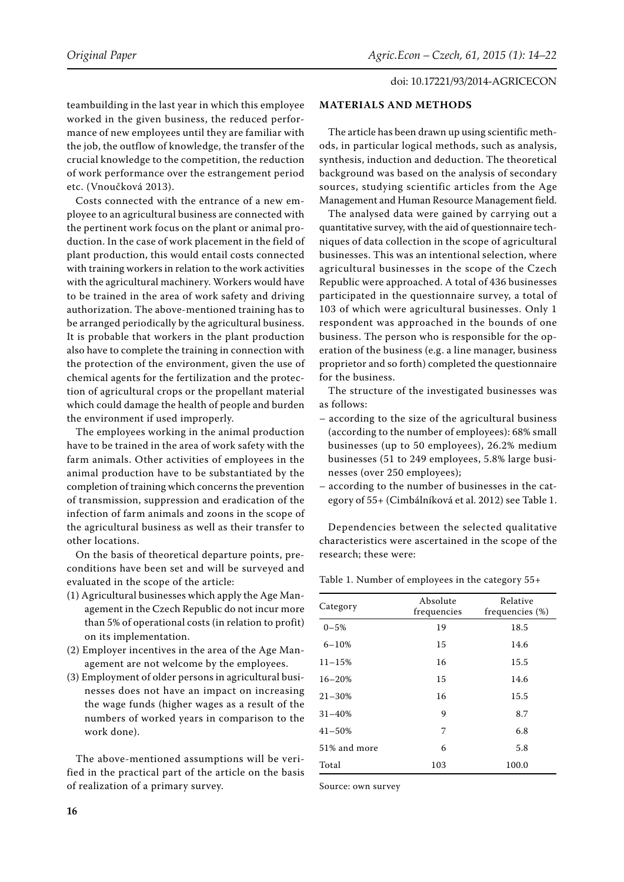teambuilding in the last year in which this employee worked in the given business, the reduced performance of new employees until they are familiar with the job, the outflow of knowledge, the transfer of the crucial knowledge to the competition, the reduction of work performance over the estrangement period etc. (Vnoučková 2013).

Costs connected with the entrance of a new employee to an agricultural business are connected with the pertinent work focus on the plant or animal production. In the case of work placement in the field of plant production, this would entail costs connected with training workers in relation to the work activities with the agricultural machinery. Workers would have to be trained in the area of work safety and driving authorization. The above-mentioned training has to be arranged periodically by the agricultural business. It is probable that workers in the plant production also have to complete the training in connection with the protection of the environment, given the use of chemical agents for the fertilization and the protection of agricultural crops or the propellant material which could damage the health of people and burden the environment if used improperly.

The employees working in the animal production have to be trained in the area of work safety with the farm animals. Other activities of employees in the animal production have to be substantiated by the completion of training which concerns the prevention of transmission, suppression and eradication of the infection of farm animals and zoons in the scope of the agricultural business as well as their transfer to other locations.

On the basis of theoretical departure points, preconditions have been set and will be surveyed and evaluated in the scope of the article:

(1) Agricultural businesses which apply the Age Management in the Czech Republic do not incur more than 5% of operational costs (in relation to profit) on its implementation.
(2) Employer incentives in the area of the Age Management are not welcome by the employees.
(3) Employment of older persons in agricultural businesses does not have an impact on increasing the wage funds (higher wages as a result of the numbers of worked years in comparison to the work done).

The above-mentioned assumptions will be verified in the practical part of the article on the basis of realization of a primary survey.

## MATERIALS AND METHODS

The article has been drawn up using scientific methods, in particular logical methods, such as analysis, synthesis, induction and deduction. The theoretical background was based on the analysis of secondary sources, studying scientific articles from the Age Management and Human Resource Management field.

The analysed data were gained by carrying out a quantitative survey, with the aid of questionnaire techniques of data collection in the scope of agricultural businesses. This was an intentional selection, where agricultural businesses in the scope of the Czech Republic were approached. A total of 436 businesses participated in the questionnaire survey, a total of 103 of which were agricultural businesses. Only 1 respondent was approached in the bounds of one business. The person who is responsible for the operation of the business (e.g. a line manager, business proprietor and so forth) completed the questionnaire for the business.

The structure of the investigated businesses was as follows:

- according to the size of the agricultural business (according to the number of employees): 68% small businesses (up to 50 employees), 26.2% medium businesses (51 to 249 employees, 5.8% large businesses (over 250 employees);
- according to the number of businesses in the category of 55+ (Cimbálníková et al. 2012) see Table 1.

Dependencies between the selected qualitative characteristics were ascertained in the scope of the research; these were:

Table 1. Number of employees in the category 55+

| Category | Absolute frequencies | Relative frequencies (%) |
|---|---|---|
| 0–5% | 19 | 18.5 |
| 6–10% | 15 | 14.6 |
| 11–15% | 16 | 15.5 |
| 16–20% | 15 | 14.6 |
| 21–30% | 16 | 15.5 |
| 31–40% | 9 | 8.7 |
| 41–50% | 7 | 6.8 |
| 51% and more | 6 | 5.8 |
| Total | 103 | 100.0 |

Source: own survey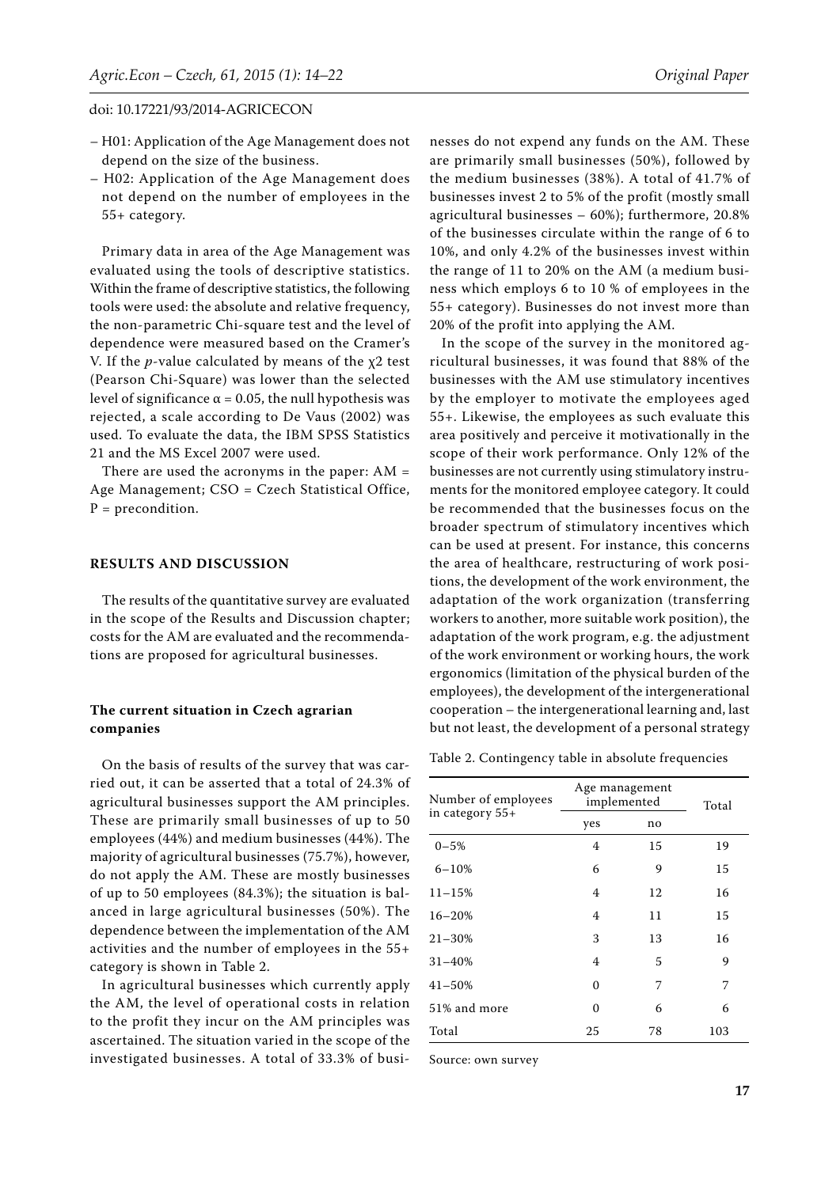– H01: Application of the Age Management does not depend on the size of the business.
– H02: Application of the Age Management does not depend on the number of employees in the 55+ category.

Primary data in area of the Age Management was evaluated using the tools of descriptive statistics. Within the frame of descriptive statistics, the following tools were used: the absolute and relative frequency, the non-parametric Chi-square test and the level of dependence were measured based on the Cramer's V. If the *p*-value calculated by means of the $\chi 2$ test (Pearson Chi-Square) was lower than the selected level of significance $\alpha = 0.05$, the null hypothesis was rejected, a scale according to De Vaus (2002) was used. To evaluate the data, the IBM SPSS Statistics 21 and the MS Excel 2007 were used.

There are used the acronyms in the paper: AM = Age Management; CSO = Czech Statistical Office, P = precondition.

## RESULTS AND DISCUSSION

The results of the quantitative survey are evaluated in the scope of the Results and Discussion chapter; costs for the AM are evaluated and the recommendations are proposed for agricultural businesses.

### The current situation in Czech agrarian companies

On the basis of results of the survey that was carried out, it can be asserted that a total of 24.3% of agricultural businesses support the AM principles. These are primarily small businesses of up to 50 employees (44%) and medium businesses (44%). The majority of agricultural businesses (75.7%), however, do not apply the AM. These are mostly businesses of up to 50 employees (84.3%); the situation is balanced in large agricultural businesses (50%). The dependence between the implementation of the AM activities and the number of employees in the 55+ category is shown in Table 2.

In agricultural businesses which currently apply the AM, the level of operational costs in relation to the profit they incur on the AM principles was ascertained. The situation varied in the scope of the investigated businesses. A total of 33.3% of businesses do not expend any funds on the AM. These are primarily small businesses (50%), followed by the medium businesses (38%). A total of 41.7% of businesses invest 2 to 5% of the profit (mostly small agricultural businesses – 60%); furthermore, 20.8% of the businesses circulate within the range of 6 to 10%, and only 4.2% of the businesses invest within the range of 11 to 20% on the AM (a medium business which employs 6 to 10 % of employees in the 55+ category). Businesses do not invest more than 20% of the profit into applying the AM.

In the scope of the survey in the monitored agricultural businesses, it was found that 88% of the businesses with the AM use stimulatory incentives by the employer to motivate the employees aged 55+. Likewise, the employees as such evaluate this area positively and perceive it motivationally in the scope of their work performance. Only 12% of the businesses are not currently using stimulatory instruments for the monitored employee category. It could be recommended that the businesses focus on the broader spectrum of stimulatory incentives which can be used at present. For instance, this concerns the area of healthcare, restructuring of work positions, the development of the work environment, the adaptation of the work organization (transferring workers to another, more suitable work position), the adaptation of the work program, e.g. the adjustment of the work environment or working hours, the work ergonomics (limitation of the physical burden of the employees), the development of the intergenerational cooperation – the intergenerational learning and, last but not least, the development of a personal strategy

Table 2. Contingency table in absolute frequencies

| Number of employees in category 55+ | Age management implemented | | Total |
|---|---|---|---|
| | yes | no | |
| 0–5% | 4 | 15 | 19 |
| 6–10% | 6 | 9 | 15 |
| 11–15% | 4 | 12 | 16 |
| 16–20% | 4 | 11 | 15 |
| 21–30% | 3 | 13 | 16 |
| 31–40% | 4 | 5 | 9 |
| 41–50% | 0 | 7 | 7 |
| 51% and more | 0 | 6 | 6 |
| Total | 25 | 78 | 103 |

Source: own survey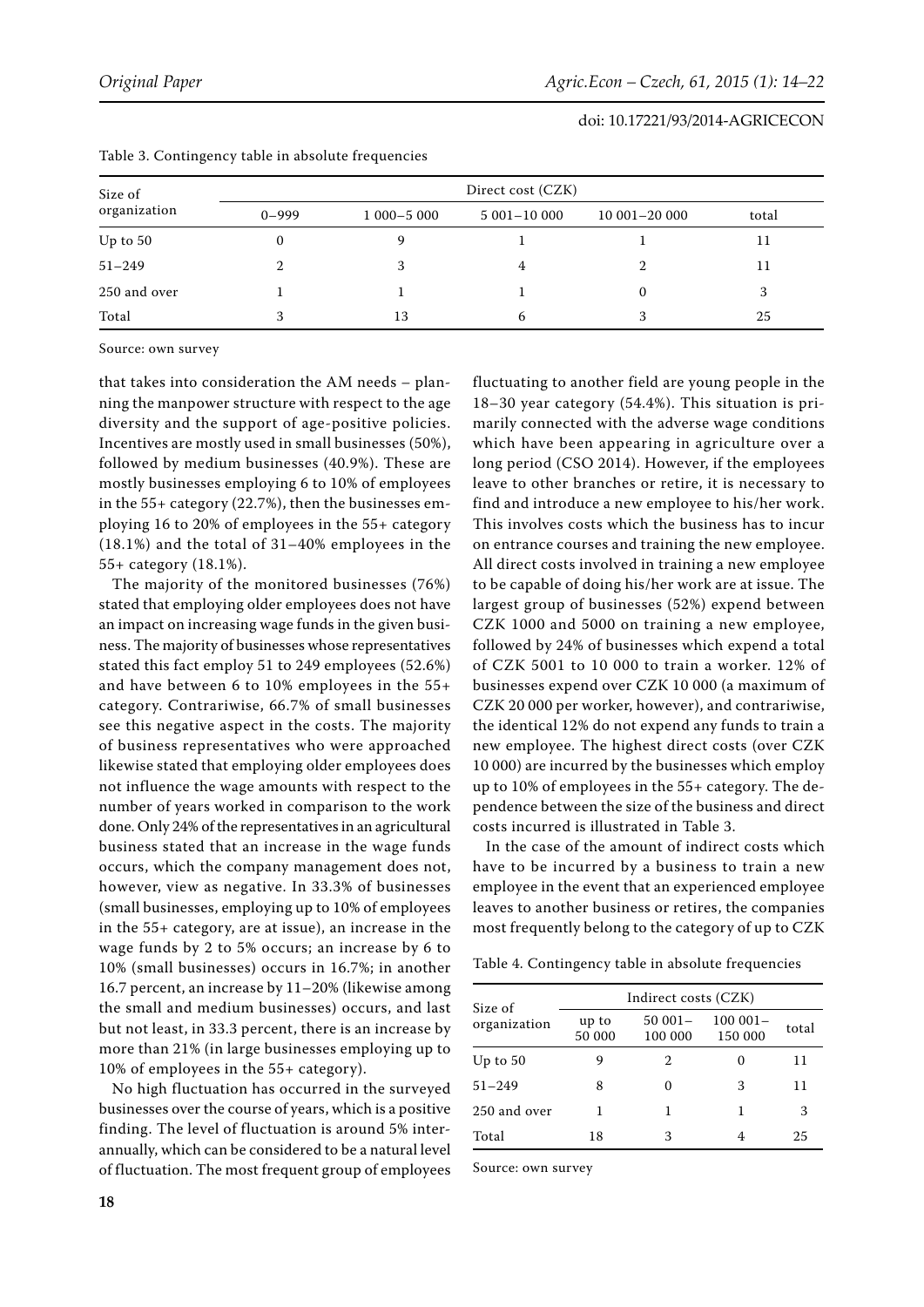Table 3. Contingency table in absolute frequencies

| Size of organization | Direct cost (CZK) | | | | |
|---|---|---|---|---|---|
| | 0–999 | 1 000–5 000 | 5 001–10 000 | 10 001–20 000 | total |
| Up to 50 | 0 | 9 | 1 | 1 | 11 |
| 51–249 | 2 | 3 | 4 | 2 | 11 |
| 250 and over | 1 | 1 | 1 | 0 | 3 |
| Total | 3 | 13 | 6 | 3 | 25 |

Source: own survey

that takes into consideration the AM needs – planning the manpower structure with respect to the age diversity and the support of age-positive policies. Incentives are mostly used in small businesses (50%), followed by medium businesses (40.9%). These are mostly businesses employing 6 to 10% of employees in the 55+ category (22.7%), then the businesses employing 16 to 20% of employees in the 55+ category (18.1%) and the total of 31–40% employees in the 55+ category (18.1%).

The majority of the monitored businesses (76%) stated that employing older employees does not have an impact on increasing wage funds in the given business. The majority of businesses whose representatives stated this fact employ 51 to 249 employees (52.6%) and have between 6 to 10% employees in the 55+ category. Contrariwise, 66.7% of small businesses see this negative aspect in the costs. The majority of business representatives who were approached likewise stated that employing older employees does not influence the wage amounts with respect to the number of years worked in comparison to the work done. Only 24% of the representatives in an agricultural business stated that an increase in the wage funds occurs, which the company management does not, however, view as negative. In 33.3% of businesses (small businesses, employing up to 10% of employees in the 55+ category, are at issue), an increase in the wage funds by 2 to 5% occurs; an increase by 6 to 10% (small businesses) occurs in 16.7%; in another 16.7 percent, an increase by 11–20% (likewise among the small and medium businesses) occurs, and last but not least, in 33.3 percent, there is an increase by more than 21% (in large businesses employing up to 10% of employees in the 55+ category).

No high fluctuation has occurred in the surveyed businesses over the course of years, which is a positive finding. The level of fluctuation is around 5% interannually, which can be considered to be a natural level of fluctuation. The most frequent group of employees fluctuating to another field are young people in the 18–30 year category (54.4%). This situation is primarily connected with the adverse wage conditions which have been appearing in agriculture over a long period (CSO 2014). However, if the employees leave to other branches or retire, it is necessary to find and introduce a new employee to his/her work. This involves costs which the business has to incur on entrance courses and training the new employee. All direct costs involved in training a new employee to be capable of doing his/her work are at issue. The largest group of businesses (52%) expend between CZK 1000 and 5000 on training a new employee, followed by 24% of businesses which expend a total of CZK 5001 to 10 000 to train a worker. 12% of businesses expend over CZK 10 000 (a maximum of CZK 20 000 per worker, however), and contrariwise, the identical 12% do not expend any funds to train a new employee. The highest direct costs (over CZK 10 000) are incurred by the businesses which employ up to 10% of employees in the 55+ category. The dependence between the size of the business and direct costs incurred is illustrated in Table 3.

In the case of the amount of indirect costs which have to be incurred by a business to train a new employee in the event that an experienced employee leaves to another business or retires, the companies most frequently belong to the category of up to CZK

Table 4. Contingency table in absolute frequencies

| Size of organization | Indirect costs (CZK) | | | |
|---|---|---|---|---|
| | up to 50 000 | 50 001–100 000 | 100 001–150 000 | total |
| Up to 50 | 9 | 2 | 0 | 11 |
| 51–249 | 8 | 0 | 3 | 11 |
| 250 and over | 1 | 1 | 1 | 3 |
| Total | 18 | 3 | 4 | 25 |

Source: own survey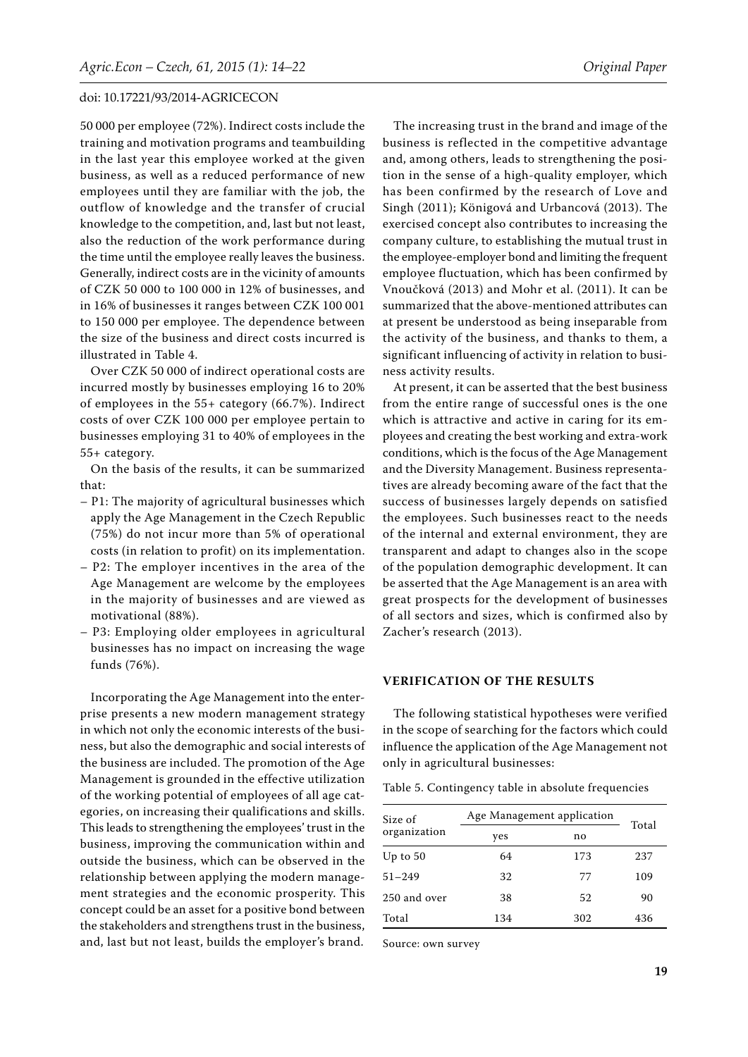50 000 per employee (72%). Indirect costs include the training and motivation programs and teambuilding in the last year this employee worked at the given business, as well as a reduced performance of new employees until they are familiar with the job, the outflow of knowledge and the transfer of crucial knowledge to the competition, and, last but not least, also the reduction of the work performance during the time until the employee really leaves the business. Generally, indirect costs are in the vicinity of amounts of CZK 50 000 to 100 000 in 12% of businesses, and in 16% of businesses it ranges between CZK 100 001 to 150 000 per employee. The dependence between the size of the business and direct costs incurred is illustrated in Table 4.

Over CZK 50 000 of indirect operational costs are incurred mostly by businesses employing 16 to 20% of employees in the 55+ category (66.7%). Indirect costs of over CZK 100 000 per employee pertain to businesses employing 31 to 40% of employees in the 55+ category.

On the basis of the results, it can be summarized that:

- P1: The majority of agricultural businesses which apply the Age Management in the Czech Republic (75%) do not incur more than 5% of operational costs (in relation to profit) on its implementation.
- P2: The employer incentives in the area of the Age Management are welcome by the employees in the majority of businesses and are viewed as motivational (88%).
- P3: Employing older employees in agricultural businesses has no impact on increasing the wage funds (76%).

Incorporating the Age Management into the enterprise presents a new modern management strategy in which not only the economic interests of the business, but also the demographic and social interests of the business are included. The promotion of the Age Management is grounded in the effective utilization of the working potential of employees of all age categories, on increasing their qualifications and skills. This leads to strengthening the employees' trust in the business, improving the communication within and outside the business, which can be observed in the relationship between applying the modern management strategies and the economic prosperity. This concept could be an asset for a positive bond between the stakeholders and strengthens trust in the business, and, last but not least, builds the employer's brand.

The increasing trust in the brand and image of the business is reflected in the competitive advantage and, among others, leads to strengthening the position in the sense of a high-quality employer, which has been confirmed by the research of Love and Singh (2011); Königová and Urbancová (2013). The exercised concept also contributes to increasing the company culture, to establishing the mutual trust in the employee-employer bond and limiting the frequent employee fluctuation, which has been confirmed by Vnoučková (2013) and Mohr et al. (2011). It can be summarized that the above-mentioned attributes can at present be understood as being inseparable from the activity of the business, and thanks to them, a significant influencing of activity in relation to business activity results.

At present, it can be asserted that the best business from the entire range of successful ones is the one which is attractive and active in caring for its employees and creating the best working and extra-work conditions, which is the focus of the Age Management and the Diversity Management. Business representatives are already becoming aware of the fact that the success of businesses largely depends on satisfied the employees. Such businesses react to the needs of the internal and external environment, they are transparent and adapt to changes also in the scope of the population demographic development. It can be asserted that the Age Management is an area with great prospects for the development of businesses of all sectors and sizes, which is confirmed also by Zacher's research (2013).

## VERIFICATION OF THE RESULTS

The following statistical hypotheses were verified in the scope of searching for the factors which could influence the application of the Age Management not only in agricultural businesses:

Table 5. Contingency table in absolute frequencies

| Size of organization | Age Management application | | Total |
|---|---|---|---|
| | yes | no | |
| Up to 50 | 64 | 173 | 237 |
| 51–249 | 32 | 77 | 109 |
| 250 and over | 38 | 52 | 90 |
| Total | 134 | 302 | 436 |

Source: own survey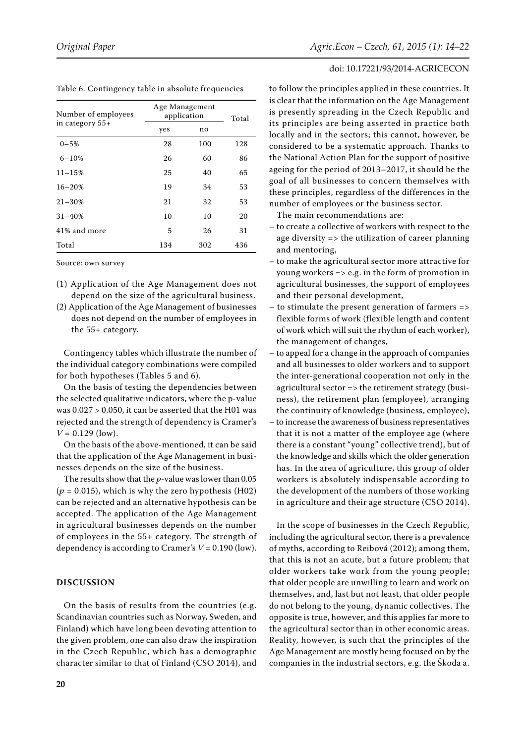Table 6. Contingency table in absolute frequencies

| Number of employees in category 55+ | Age Management application | | Total |
|---|---|---|---|
| | yes | no | |
| 0–5% | 28 | 100 | 128 |
| 6–10% | 26 | 60 | 86 |
| 11–15% | 25 | 40 | 65 |
| 16–20% | 19 | 34 | 53 |
| 21–30% | 21 | 32 | 53 |
| 31–40% | 10 | 10 | 20 |
| 41% and more | 5 | 26 | 31 |
| Total | 134 | 302 | 436 |

Source: own survey

(1) Application of the Age Management does not depend on the size of the agricultural business.

(2) Application of the Age Management of businesses does not depend on the number of employees in the 55+ category.

Contingency tables which illustrate the number of the individual category combinations were compiled for both hypotheses (Tables 5 and 6).

On the basis of testing the dependencies between the selected qualitative indicators, where the p-value was 0.027 > 0.050, it can be asserted that the H01 was rejected and the strength of dependency is Cramer's $V = 0.129$ (low).

On the basis of the above-mentioned, it can be said that the application of the Age Management in businesses depends on the size of the business.

The results show that the $p$-value was lower than 0.05 ($p = 0.015$), which is why the zero hypothesis (H02) can be rejected and an alternative hypothesis can be accepted. The application of the Age Management in agricultural businesses depends on the number of employees in the 55+ category. The strength of dependency is according to Cramer's $V = 0.190$ (low).

## DISCUSSION

On the basis of results from the countries (e.g. Scandinavian countries such as Norway, Sweden, and Finland) which have long been devoting attention to the given problem, one can also draw the inspiration in the Czech Republic, which has a demographic character similar to that of Finland (CSO 2014), and to follow the principles applied in these countries. It is clear that the information on the Age Management is presently spreading in the Czech Republic and its principles are being asserted in practice both locally and in the sectors; this cannot, however, be considered to be a systematic approach. Thanks to the National Action Plan for the support of positive ageing for the period of 2013–2017, it should be the goal of all businesses to concern themselves with these principles, regardless of the differences in the number of employees or the business sector.

The main recommendations are:

- to create a collective of workers with respect to the age diversity => the utilization of career planning and mentoring,
- to make the agricultural sector more attractive for young workers => e.g. in the form of promotion in agricultural businesses, the support of employees and their personal development,
- to stimulate the present generation of farmers => flexible forms of work (flexible length and content of work which will suit the rhythm of each worker), the management of changes,
- to appeal for a change in the approach of companies and all businesses to older workers and to support the inter-generational cooperation not only in the agricultural sector => the retirement strategy (business), the retirement plan (employee), arranging the continuity of knowledge (business, employee),
- to increase the awareness of business representatives that it is not a matter of the employee age (where there is a constant "young" collective trend), but of the knowledge and skills which the older generation has. In the area of agriculture, this group of older workers is absolutely indispensable according to the development of the numbers of those working in agriculture and their age structure (CSO 2014).

In the scope of businesses in the Czech Republic, including the agricultural sector, there is a prevalence of myths, according to Reibová (2012); among them, that this is not an acute, but a future problem; that older workers take work from the young people; that older people are unwilling to learn and work on themselves, and, last but not least, that older people do not belong to the young, dynamic collectives. The opposite is true, however, and this applies far more to the agricultural sector than in other economic areas. Reality, however, is such that the principles of the Age Management are mostly being focused on by the companies in the industrial sectors, e.g. the Škoda a.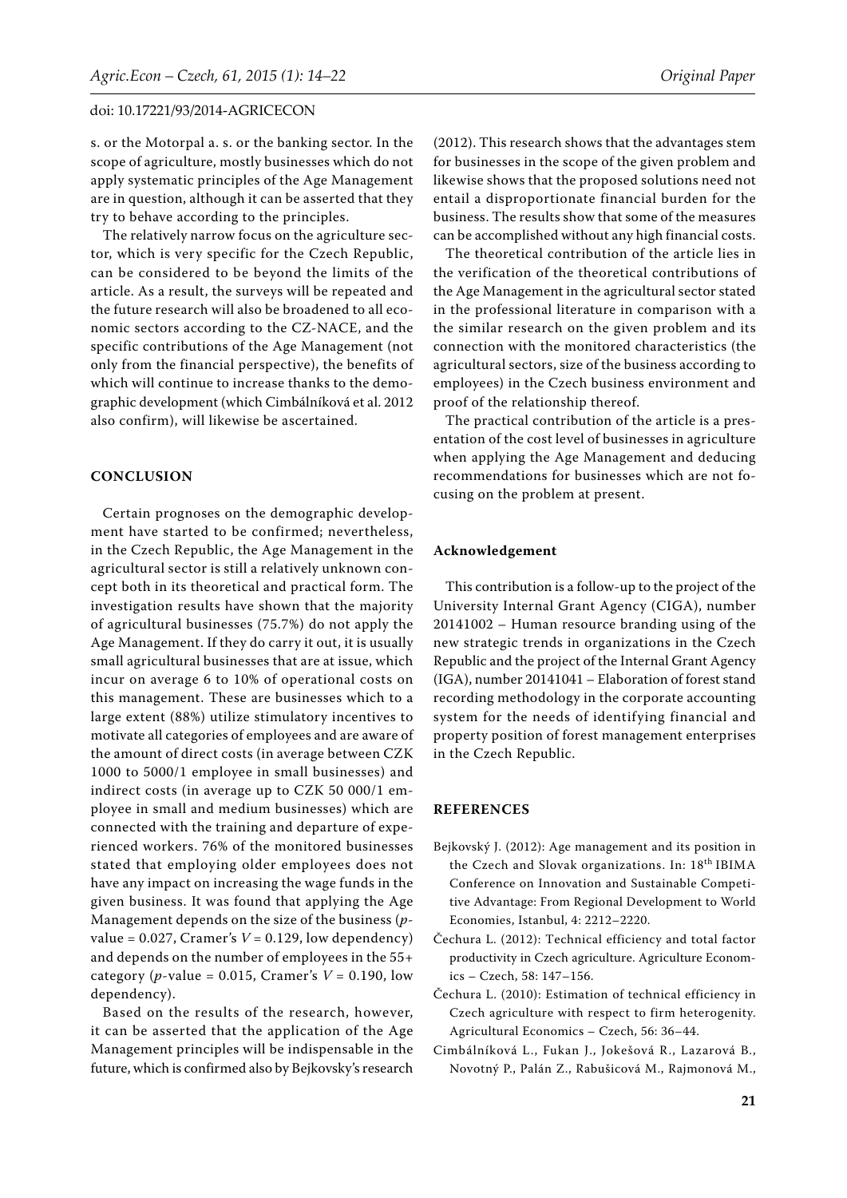s. or the Motorpal a. s. or the banking sector. In the scope of agriculture, mostly businesses which do not apply systematic principles of the Age Management are in question, although it can be asserted that they try to behave according to the principles.

The relatively narrow focus on the agriculture sector, which is very specific for the Czech Republic, can be considered to be beyond the limits of the article. As a result, the surveys will be repeated and the future research will also be broadened to all economic sectors according to the CZ-NACE, and the specific contributions of the Age Management (not only from the financial perspective), the benefits of which will continue to increase thanks to the demographic development (which Cimbálníková et al. 2012 also confirm), will likewise be ascertained.

## CONCLUSION

Certain prognoses on the demographic development have started to be confirmed; nevertheless, in the Czech Republic, the Age Management in the agricultural sector is still a relatively unknown concept both in its theoretical and practical form. The investigation results have shown that the majority of agricultural businesses (75.7%) do not apply the Age Management. If they do carry it out, it is usually small agricultural businesses that are at issue, which incur on average 6 to 10% of operational costs on this management. These are businesses which to a large extent (88%) utilize stimulatory incentives to motivate all categories of employees and are aware of the amount of direct costs (in average between CZK 1000 to 5000/1 employee in small businesses) and indirect costs (in average up to CZK 50 000/1 employee in small and medium businesses) which are connected with the training and departure of experienced workers. 76% of the monitored businesses stated that employing older employees does not have any impact on increasing the wage funds in the given business. It was found that applying the Age Management depends on the size of the business ($p$-value = 0.027, Cramer's $V$ = 0.129, low dependency) and depends on the number of employees in the 55+ category ($p$-value = 0.015, Cramer's $V$ = 0.190, low dependency).

Based on the results of the research, however, it can be asserted that the application of the Age Management principles will be indispensable in the future, which is confirmed also by Bejkovsky's research (2012). This research shows that the advantages stem for businesses in the scope of the given problem and likewise shows that the proposed solutions need not entail a disproportionate financial burden for the business. The results show that some of the measures can be accomplished without any high financial costs.

The theoretical contribution of the article lies in the verification of the theoretical contributions of the Age Management in the agricultural sector stated in the professional literature in comparison with a the similar research on the given problem and its connection with the monitored characteristics (the agricultural sectors, size of the business according to employees) in the Czech business environment and proof of the relationship thereof.

The practical contribution of the article is a presentation of the cost level of businesses in agriculture when applying the Age Management and deducing recommendations for businesses which are not focusing on the problem at present.

### Acknowledgement

This contribution is a follow-up to the project of the University Internal Grant Agency (CIGA), number 20141002 – Human resource branding using of the new strategic trends in organizations in the Czech Republic and the project of the Internal Grant Agency (IGA), number 20141041 – Elaboration of forest stand recording methodology in the corporate accounting system for the needs of identifying financial and property position of forest management enterprises in the Czech Republic.

## REFERENCES

Bejkovský J. (2012): Age management and its position in the Czech and Slovak organizations. In: 18th IBIMA Conference on Innovation and Sustainable Competitive Advantage: From Regional Development to World Economies, Istanbul, 4: 2212–2220.

Čechura L. (2012): Technical efficiency and total factor productivity in Czech agriculture. Agriculture Economics – Czech, 58: 147–156.

Čechura L. (2010): Estimation of technical efficiency in Czech agriculture with respect to firm heterogenity. Agricultural Economics – Czech, 56: 36–44.

Cimbálníková L., Fukan J., Jokešová R., Lazarová B., Novotný P., Palán Z., Rabušicová M., Rajmonová M.,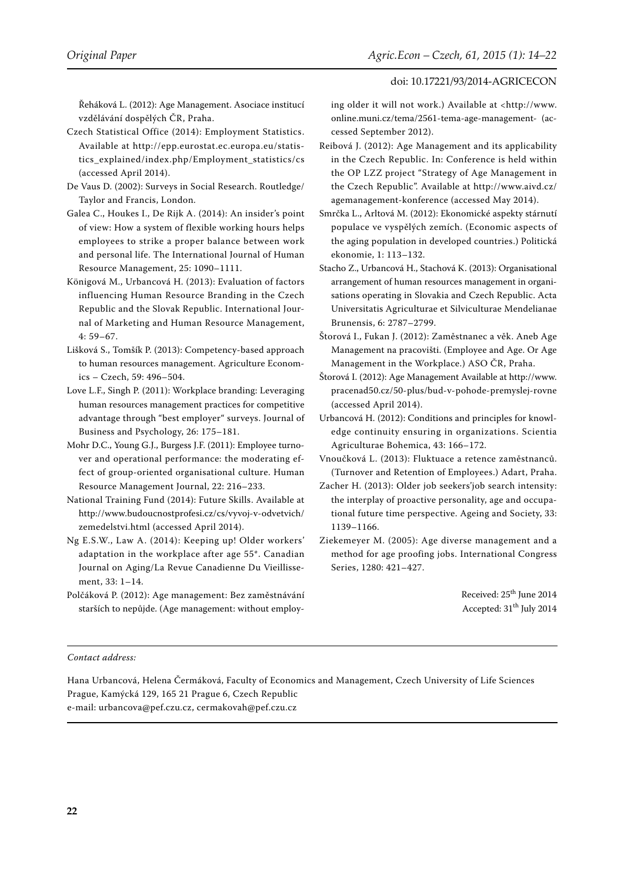Řeháková L. (2012): Age Management. Asociace institucí vzdělávání dospělých ČR, Praha.

Czech Statistical Office (2014): Employment Statistics. Available at http://epp.eurostat.ec.europa.eu/statistics_explained/index.php/Employment_statistics/cs (accessed April 2014).

De Vaus D. (2002): Surveys in Social Research. Routledge/Taylor and Francis, London.

Galea C., Houkes I., De Rijk A. (2014): An insider's point of view: How a system of flexible working hours helps employees to strike a proper balance between work and personal life. The International Journal of Human Resource Management, 25: 1090–1111.

Königová M., Urbancová H. (2013): Evaluation of factors influencing Human Resource Branding in the Czech Republic and the Slovak Republic. International Journal of Marketing and Human Resource Management, 4: 59–67.

Lišková S., Tomšík P. (2013): Competency-based approach to human resources management. Agriculture Economics – Czech, 59: 496–504.

Love L.F., Singh P. (2011): Workplace branding: Leveraging human resources management practices for competitive advantage through "best employer" surveys. Journal of Business and Psychology, 26: 175–181.

Mohr D.C., Young G.J., Burgess J.F. (2011): Employee turnover and operational performance: the moderating effect of group-oriented organisational culture. Human Resource Management Journal, 22: 216–233.

National Training Fund (2014): Future Skills. Available at http://www.budoucnostprofesi.cz/cs/vyvoj-v-odvetvich/zemedelstvi.html (accessed April 2014).

Ng E.S.W., Law A. (2014): Keeping up! Older workers' adaptation in the workplace after age 55*. Canadian Journal on Aging/La Revue Canadienne Du Vieillissement, 33: 1–14.

Polčáková P. (2012): Age management: Bez zaměstnávání starších to nepůjde. (Age management: without employing older it will not work.) Available at <http://www.online.muni.cz/tema/2561-tema-age-management- (accessed September 2012).

Reibová J. (2012): Age Management and its applicability in the Czech Republic. In: Conference is held within the OP LZZ project "Strategy of Age Management in the Czech Republic". Available at http://www.aivd.cz/agemanagement-konference (accessed May 2014).

Smrčka L., Arltová M. (2012): Ekonomické aspekty stárnutí populace ve vyspělých zemích. (Economic aspects of the aging population in developed countries.) Politická ekonomie, 1: 113–132.

Stacho Z., Urbancová H., Stachová K. (2013): Organisational arrangement of human resources management in organisations operating in Slovakia and Czech Republic. Acta Universitatis Agriculturae et Silviculturae Mendelianae Brunensis, 6: 2787–2799.

Štorová I., Fukan J. (2012): Zaměstnanec a věk. Aneb Age Management na pracovišti. (Employee and Age. Or Age Management in the Workplace.) ASO ČR, Praha.

Štorová I. (2012): Age Management Available at http://www.pracenad50.cz/50-plus/bud-v-pohode-premyslej-rovne (accessed April 2014).

Urbancová H. (2012): Conditions and principles for knowledge continuity ensuring in organizations. Scientia Agriculturae Bohemica, 43: 166–172.

Vnoučková L. (2013): Fluktuace a retence zaměstnanců. (Turnover and Retention of Employees.) Adart, Praha.

Zacher H. (2013): Older job seekers'job search intensity: the interplay of proactive personality, age and occupational future time perspective. Ageing and Society, 33: 1139–1166.

Ziekemeyer M. (2005): Age diverse management and a method for age proofing jobs. International Congress Series, 1280: 421–427.

Received: 25th June 2014
Accepted: 31th July 2014

*Contact address:*

Hana Urbancová, Helena Čermáková, Faculty of Economics and Management, Czech University of Life Sciences Prague, Kamýcká 129, 165 21 Prague 6, Czech Republic
e-mail: urbancova@pef.czu.cz, cermakovah@pef.czu.cz